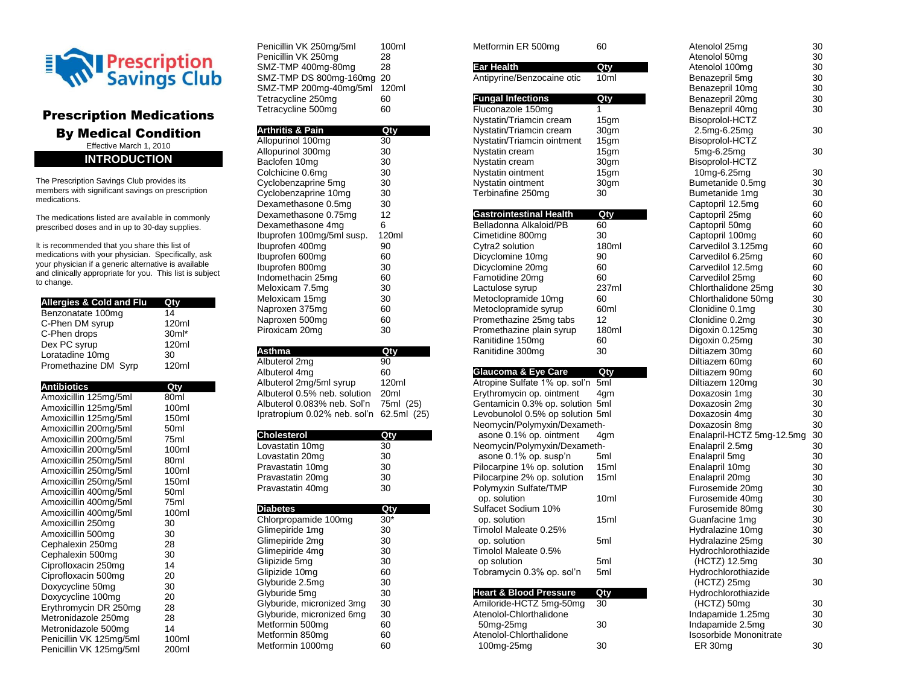# Prescription Savings Club

## Prescription Medications By Medical Condition

Effective March 1, 2010

### INTRODUCTION

The Prescription Savings Club provides its members with significant savings on prescription medications.

The medications listed are available in commonly prescribed doses and in up to 30-day supplies.

It is recommended that you share this list of medications with your physician. Specifically, ask your physician if a generic alternative is available and clinically appropriate for you. This list is subject to change.

| Allergies & Cold and Flu | Qty |
|---|---|
| Benzonatate 100mg | 14 |
| C-Phen DM syrup | 120ml |
| C-Phen drops | 30ml* |
| Dex PC syrup | 120ml |
| Loratadine 10mg | 30 |
| Promethazine DM Syrp | 120ml |

| Antibiotics | Qty |
|---|---|
| Amoxicillin 125mg/5ml | 80ml |
| Amoxicillin 125mg/5ml | 100ml |
| Amoxicillin 125mg/5ml | 150ml |
| Amoxicillin 200mg/5ml | 50ml |
| Amoxicillin 200mg/5ml | 75ml |
| Amoxicillin 200mg/5ml | 100ml |
| Amoxicillin 250mg/5ml | 80ml |
| Amoxicillin 250mg/5ml | 100ml |
| Amoxicillin 250mg/5ml | 150ml |
| Amoxicillin 400mg/5ml | 50ml |
| Amoxicillin 400mg/5ml | 75ml |
| Amoxicillin 400mg/5ml | 100ml |
| Amoxicillin 250mg | 30 |
| Amoxicillin 500mg | 30 |
| Cephalexin 250mg | 28 |
| Cephalexin 500mg | 30 |
| Ciprofloxacin 250mg | 14 |
| Ciprofloxacin 500mg | 20 |
| Doxycycline 50mg | 30 |
| Doxycycline 100mg | 20 |
| Erythromycin DR 250mg | 28 |
| Metronidazole 250mg | 28 |
| Metronidazole 500mg | 14 |
| Penicillin VK 125mg/5ml | 100ml |
| Penicillin VK 125mg/5ml | 200ml |
| Penicillin VK 250mg/5ml | 100ml |
| Penicillin VK 250mg | 28 |
| SMZ-TMP 400mg-80mg | 28 |
| SMZ-TMP DS 800mg-160mg | 20 |
| SMZ-TMP 200mg-40mg/5ml | 120ml |
| Tetracycline 250mg | 60 |
| Tetracycline 500mg | 60 |

| Arthritis & Pain | Qty |
|---|---|
| Allopurinol 100mg | 30 |
| Allopurinol 300mg | 30 |
| Baclofen 10mg | 30 |
| Colchicine 0.6mg | 30 |
| Cyclobenzaprine 5mg | 30 |
| Cyclobenzaprine 10mg | 30 |
| Dexamethasone 0.5mg | 30 |
| Dexamethasone 0.75mg | 12 |
| Dexamethasone 4mg | 6 |
| Ibuprofen 100mg/5ml susp. | 120ml |
| Ibuprofen 400mg | 90 |
| Ibuprofen 600mg | 60 |
| Ibuprofen 800mg | 30 |
| Indomethacin 25mg | 60 |
| Meloxicam 7.5mg | 30 |
| Meloxicam 15mg | 30 |
| Naproxen 375mg | 60 |
| Naproxen 500mg | 60 |
| Piroxicam 20mg | 30 |

| Asthma | Qty |
|---|---|
| Albuterol 2mg | 90 |
| Albuterol 4mg | 60 |
| Albuterol 2mg/5ml syrup | 120ml |
| Albuterol 0.5% neb. solution | 20ml |
| Albuterol 0.083% neb. Sol'n | 75ml (25) |
| Ipratropium 0.02% neb. sol'n | 62.5ml (25) |

| Cholesterol | Qty |
|---|---|
| Lovastatin 10mg | 30 |
| Lovastatin 20mg | 30 |
| Pravastatin 10mg | 30 |
| Pravastatin 20mg | 30 |
| Pravastatin 40mg | 30 |

| Diabetes | Qty |
|---|---|
| Chlorpropamide 100mg | 30* |
| Glimepiride 1mg | 30 |
| Glimepiride 2mg | 30 |
| Glimepiride 4mg | 30 |
| Glipizide 5mg | 30 |
| Glipizide 10mg | 60 |
| Glyburide 2.5mg | 30 |
| Glyburide 5mg | 30 |
| Glyburide, micronized 3mg | 30 |
| Glyburide, micronized 6mg | 30 |
| Metformin 500mg | 60 |
| Metformin 850mg | 60 |
| Metformin 1000mg | 60 |
| Metformin ER 500mg | 60 |

| Ear Health | Qty |
|---|---|
| Antipyrine/Benzocaine otic | 10ml |

| Fungal Infections | Qty |
|---|---|
| Fluconazole 150mg | 1 |
| Nystatin/Triamcin cream | 15gm |
| Nystatin/Triamcin cream | 30gm |
| Nystatin/Triamcin ointment | 15gm |
| Nystatin cream | 15gm |
| Nystatin cream | 30gm |
| Nystatin ointment | 15gm |
| Nystatin ointment | 30gm |
| Terbinafine 250mg | 30 |

| Gastrointestinal Health | Qty |
|---|---|
| Belladonna Alkaloid/PB | 60 |
| Cimetidine 800mg | 30 |
| Cytra2 solution | 180ml |
| Dicyclomine 10mg | 90 |
| Dicyclomine 20mg | 60 |
| Famotidine 20mg | 60 |
| Lactulose syrup | 237ml |
| Metoclopramide 10mg | 60 |
| Metoclopramide syrup | 60ml |
| Promethazine 25mg tabs | 12 |
| Promethazine plain syrup | 180ml |
| Ranitidine 150mg | 60 |
| Ranitidine 300mg | 30 |

| Glaucoma & Eye Care | Qty |
|---|---|
| Atropine Sulfate 1% op. sol'n | 5ml |
| Erythromycin op. ointment | 4gm |
| Gentamicin 0.3% op. solution | 5ml |
| Levobunolol 0.5% op solution | 5ml |
| Neomycin/Polymyxin/Dexamethasone 0.1% op. ointment | 4gm |
| Neomycin/Polymyxin/Dexamethasone 0.1% op. susp'n | 5ml |
| Pilocarpine 1% op. solution | 15ml |
| Pilocarpine 2% op. solution | 15ml |
| Polymyxin Sulfate/TMP op. solution | 10ml |
| Sulfacet Sodium 10% op. solution | 15ml |
| Timolol Maleate 0.25% op. solution | 5ml |
| Timolol Maleate 0.5% op solution | 5ml |
| Tobramycin 0.3% op. sol'n | 5ml |

| Heart & Blood Pressure | Qty |
|---|---|
| Amiloride-HCTZ 5mg-50mg | 30 |
| Atenolol-Chlorthalidone 50mg-25mg | 30 |
| Atenolol-Chlorthalidone 100mg-25mg | 30 |
| Atenolol 25mg | 30 |
| Atenolol 50mg | 30 |
| Atenolol 100mg | 30 |
| Benazepril 5mg | 30 |
| Benazepril 10mg | 30 |
| Benazepril 20mg | 30 |
| Benazepril 40mg | 30 |
| Bisoprolol-HCTZ 2.5mg-6.25mg | 30 |
| Bisoprolol-HCTZ 5mg-6.25mg | 30 |
| Bisoprolol-HCTZ 10mg-6.25mg | 30 |
| Bumetanide 0.5mg | 30 |
| Bumetanide 1mg | 30 |
| Captopril 12.5mg | 60 |
| Captopril 25mg | 60 |
| Captopril 50mg | 60 |
| Captopril 100mg | 60 |
| Carvedilol 3.125mg | 60 |
| Carvedilol 6.25mg | 60 |
| Carvedilol 12.5mg | 60 |
| Carvedilol 25mg | 60 |
| Chlorthalidone 25mg | 30 |
| Chlorthalidone 50mg | 30 |
| Clonidine 0.1mg | 30 |
| Clonidine 0.2mg | 30 |
| Digoxin 0.125mg | 30 |
| Digoxin 0.25mg | 30 |
| Diltiazem 30mg | 60 |
| Diltiazem 60mg | 60 |
| Diltiazem 90mg | 60 |
| Diltiazem 120mg | 30 |
| Doxazosin 1mg | 30 |
| Doxazosin 2mg | 30 |
| Doxazosin 4mg | 30 |
| Doxazosin 8mg | 30 |
| Enalapril-HCTZ 5mg-12.5mg | 30 |
| Enalapril 2.5mg | 30 |
| Enalapril 5mg | 30 |
| Enalapril 10mg | 30 |
| Enalapril 20mg | 30 |
| Furosemide 20mg | 30 |
| Furosemide 40mg | 30 |
| Furosemide 80mg | 30 |
| Guanfacine 1mg | 30 |
| Hydralazine 10mg | 30 |
| Hydralazine 25mg | 30 |
| Hydrochlorothiazide (HCTZ) 12.5mg | 30 |
| Hydrochlorothiazide (HCTZ) 25mg | 30 |
| Hydrochlorothiazide (HCTZ) 50mg | 30 |
| Indapamide 1.25mg | 30 |
| Indapamide 2.5mg | 30 |
| Isosorbide Mononitrate ER 30mg | 30 |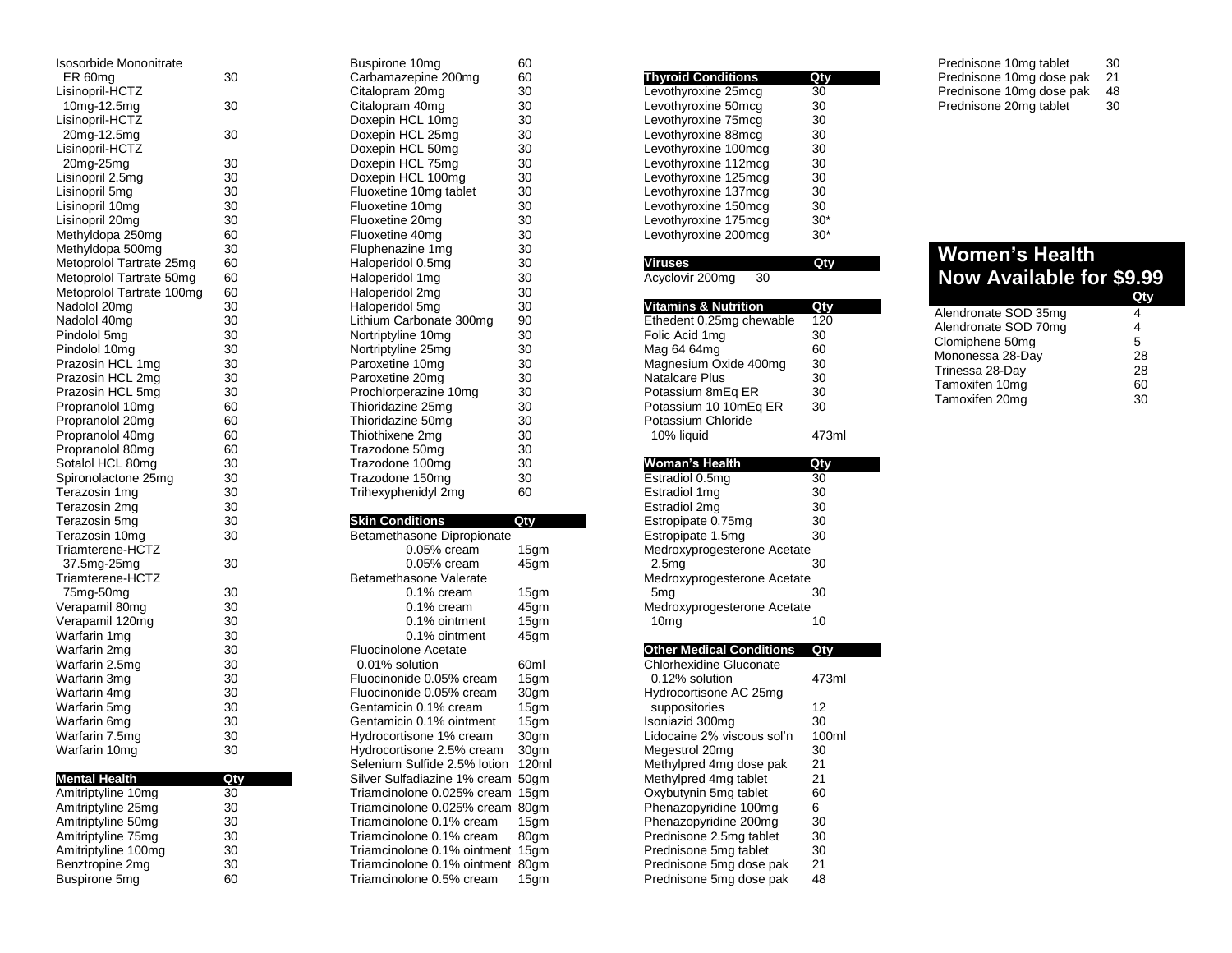| | |
|---|---|
| Isosorbide Mononitrate ER 60mg | 30 |
| Lisinopril-HCTZ 10mg-12.5mg | 30 |
| Lisinopril-HCTZ 20mg-12.5mg | 30 |
| Lisinopril-HCTZ 20mg-25mg | 30 |
| Lisinopril 2.5mg | 30 |
| Lisinopril 5mg | 30 |
| Lisinopril 10mg | 30 |
| Lisinopril 20mg | 30 |
| Methyldopa 250mg | 60 |
| Methyldopa 500mg | 30 |
| Metoprolol Tartrate 25mg | 60 |
| Metoprolol Tartrate 50mg | 60 |
| Metoprolol Tartrate 100mg | 60 |
| Nadolol 20mg | 30 |
| Nadolol 40mg | 30 |
| Pindolol 5mg | 30 |
| Pindolol 10mg | 30 |
| Prazosin HCL 1mg | 30 |
| Prazosin HCL 2mg | 30 |
| Prazosin HCL 5mg | 30 |
| Propranolol 10mg | 60 |
| Propranolol 20mg | 60 |
| Propranolol 40mg | 60 |
| Propranolol 80mg | 60 |
| Sotalol HCL 80mg | 30 |
| Spironolactone 25mg | 30 |
| Terazosin 1mg | 30 |
| Terazosin 2mg | 30 |
| Terazosin 5mg | 30 |
| Terazosin 10mg | 30 |
| Triamterene-HCTZ 37.5mg-25mg | 30 |
| Triamterene-HCTZ 75mg-50mg | 30 |
| Verapamil 80mg | 30 |
| Verapamil 120mg | 30 |
| Warfarin 1mg | 30 |
| Warfarin 2mg | 30 |
| Warfarin 2.5mg | 30 |
| Warfarin 3mg | 30 |
| Warfarin 4mg | 30 |
| Warfarin 5mg | 30 |
| Warfarin 6mg | 30 |
| Warfarin 7.5mg | 30 |
| Warfarin 10mg | 30 |

| Mental Health | Qty |
|---|---|
| Amitriptyline 10mg | 30 |
| Amitriptyline 25mg | 30 |
| Amitriptyline 50mg | 30 |
| Amitriptyline 75mg | 30 |
| Amitriptyline 100mg | 30 |
| Benztropine 2mg | 30 |
| Buspirone 5mg | 60 |
| Buspirone 10mg | 60 |
| Carbamazepine 200mg | 60 |
| Citalopram 20mg | 30 |
| Citalopram 40mg | 30 |
| Doxepin HCL 10mg | 30 |
| Doxepin HCL 25mg | 30 |
| Doxepin HCL 50mg | 30 |
| Doxepin HCL 75mg | 30 |
| Doxepin HCL 100mg | 30 |
| Fluoxetine 10mg tablet | 30 |
| Fluoxetine 10mg | 30 |
| Fluoxetine 20mg | 30 |
| Fluoxetine 40mg | 30 |
| Fluphenazine 1mg | 30 |
| Haloperidol 0.5mg | 30 |
| Haloperidol 1mg | 30 |
| Haloperidol 2mg | 30 |
| Haloperidol 5mg | 30 |
| Lithium Carbonate 300mg | 90 |
| Nortriptyline 10mg | 30 |
| Nortriptyline 25mg | 30 |
| Paroxetine 10mg | 30 |
| Paroxetine 20mg | 30 |
| Prochlorperazine 10mg | 30 |
| Thioridazine 25mg | 30 |
| Thioridazine 50mg | 30 |
| Thiothixene 2mg | 30 |
| Trazodone 50mg | 30 |
| Trazodone 100mg | 30 |
| Trazodone 150mg | 30 |
| Trihexyphenidyl 2mg | 60 |

| Skin Conditions | Qty |
|---|---|
| Betamethasone Dipropionate 0.05% cream | 15gm |
| Betamethasone Dipropionate 0.05% cream | 45gm |
| Betamethasone Valerate 0.1% cream | 15gm |
| Betamethasone Valerate 0.1% cream | 45gm |
| Betamethasone Valerate 0.1% ointment | 15gm |
| Betamethasone Valerate 0.1% ointment | 45gm |
| Fluocinolone Acetate 0.01% solution | 60ml |
| Fluocinonide 0.05% cream | 15gm |
| Fluocinonide 0.05% cream | 30gm |
| Gentamicin 0.1% cream | 15gm |
| Gentamicin 0.1% ointment | 15gm |
| Hydrocortisone 1% cream | 30gm |
| Hydrocortisone 2.5% cream | 30gm |
| Selenium Sulfide 2.5% lotion | 120ml |
| Silver Sulfadiazine 1% cream | 50gm |
| Triamcinolone 0.025% cream | 15gm |
| Triamcinolone 0.025% cream | 80gm |
| Triamcinolone 0.1% cream | 15gm |
| Triamcinolone 0.1% cream | 80gm |
| Triamcinolone 0.1% ointment | 15gm |
| Triamcinolone 0.1% ointment | 80gm |
| Triamcinolone 0.5% cream | 15gm |

| Thyroid Conditions | Qty |
|---|---|
| Levothyroxine 25mcg | 30 |
| Levothyroxine 50mcg | 30 |
| Levothyroxine 75mcg | 30 |
| Levothyroxine 88mcg | 30 |
| Levothyroxine 100mcg | 30 |
| Levothyroxine 112mcg | 30 |
| Levothyroxine 125mcg | 30 |
| Levothyroxine 137mcg | 30 |
| Levothyroxine 150mcg | 30 |
| Levothyroxine 175mcg | 30* |
| Levothyroxine 200mcg | 30* |

| Viruses | Qty |
|---|---|
| Acyclovir 200mg | 30 |

| Vitamins & Nutrition | Qty |
|---|---|
| Ethedent 0.25mg chewable | 120 |
| Folic Acid 1mg | 30 |
| Mag 64 64mg | 60 |
| Magnesium Oxide 400mg | 30 |
| Natalcare Plus | 30 |
| Potassium 8mEq ER | 30 |
| Potassium 10 10mEq ER | 30 |
| Potassium Chloride 10% liquid | 473ml |

| Woman's Health | Qty |
|---|---|
| Estradiol 0.5mg | 30 |
| Estradiol 1mg | 30 |
| Estradiol 2mg | 30 |
| Estropipate 0.75mg | 30 |
| Estropipate 1.5mg | 30 |
| Medroxyprogesterone Acetate 2.5mg | 30 |
| Medroxyprogesterone Acetate 5mg | 30 |
| Medroxyprogesterone Acetate 10mg | 10 |

| Other Medical Conditions | Qty |
|---|---|
| Chlorhexidine Gluconate 0.12% solution | 473ml |
| Hydrocortisone AC 25mg suppositories | 12 |
| Isoniazid 300mg | 30 |
| Lidocaine 2% viscous sol'n | 100ml |
| Megestrol 20mg | 30 |
| Methylpred 4mg dose pak | 21 |
| Methylpred 4mg tablet | 21 |
| Oxybutynin 5mg tablet | 60 |
| Phenazopyridine 100mg | 6 |
| Phenazopyridine 200mg | 30 |
| Prednisone 2.5mg tablet | 30 |
| Prednisone 5mg tablet | 30 |
| Prednisone 5mg dose pak | 21 |
| Prednisone 5mg dose pak | 48 |
| Prednisone 10mg tablet | 30 |
| Prednisone 10mg dose pak | 21 |
| Prednisone 10mg dose pak | 48 |
| Prednisone 20mg tablet | 30 |

## Women's Health Now Available for $9.99

| | Qty |
|---|---|
| Alendronate SOD 35mg | 4 |
| Alendronate SOD 70mg | 4 |
| Clomiphene 50mg | 5 |
| Mononessa 28-Day | 28 |
| Trinessa 28-Day | 28 |
| Tamoxifen 10mg | 60 |
| Tamoxifen 20mg | 30 |